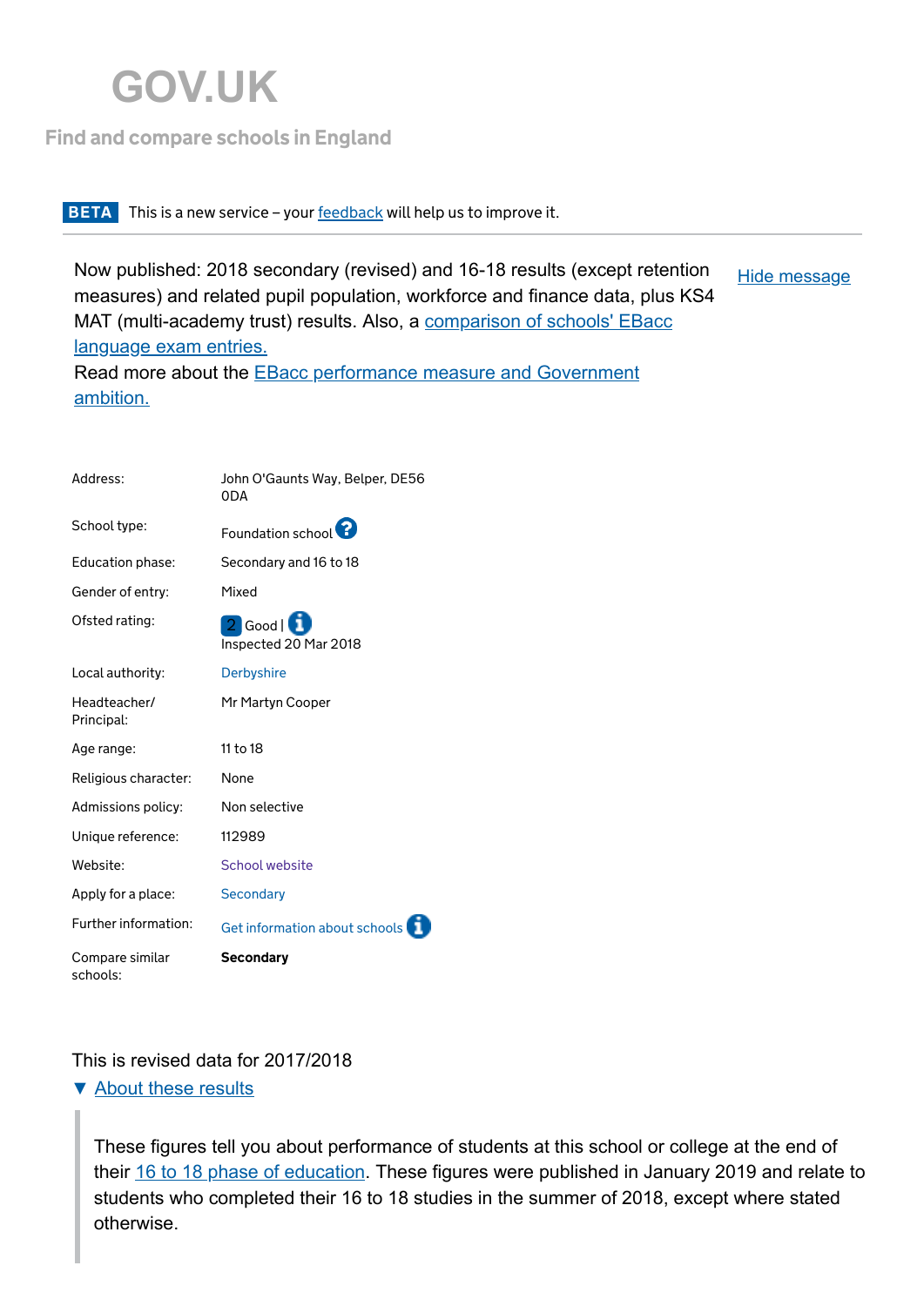# GOV.UK

Find and compare schools in England

**BETA** This is a new service – your feedback will help us to improve it.

Now published: 2018 secondary (revised) and 16-18 results (except retention measures) and related pupil population, workforce and finance data, plus KS4 MAT (multi-academy trust) results. Also, a comparison of schools' EBacc language exam entries.
Read more about the EBacc performance measure and Government ambition.

Hide message

| | |
|---|---|
| Address: | John O'Gaunts Way, Belper, DE56 0DA |
| School type: | Foundation school |
| Education phase: | Secondary and 16 to 18 |
| Gender of entry: | Mixed |
| Ofsted rating: | 2 Good \| Inspected 20 Mar 2018 |
| Local authority: | Derbyshire |
| Headteacher/ Principal: | Mr Martyn Cooper |
| Age range: | 11 to 18 |
| Religious character: | None |
| Admissions policy: | Non selective |
| Unique reference: | 112989 |
| Website: | School website |
| Apply for a place: | Secondary |
| Further information: | Get information about schools |
| Compare similar schools: | **Secondary** |

This is revised data for 2017/2018

▼ About these results

These figures tell you about performance of students at this school or college at the end of their 16 to 18 phase of education. These figures were published in January 2019 and relate to students who completed their 16 to 18 studies in the summer of 2018, except where stated otherwise.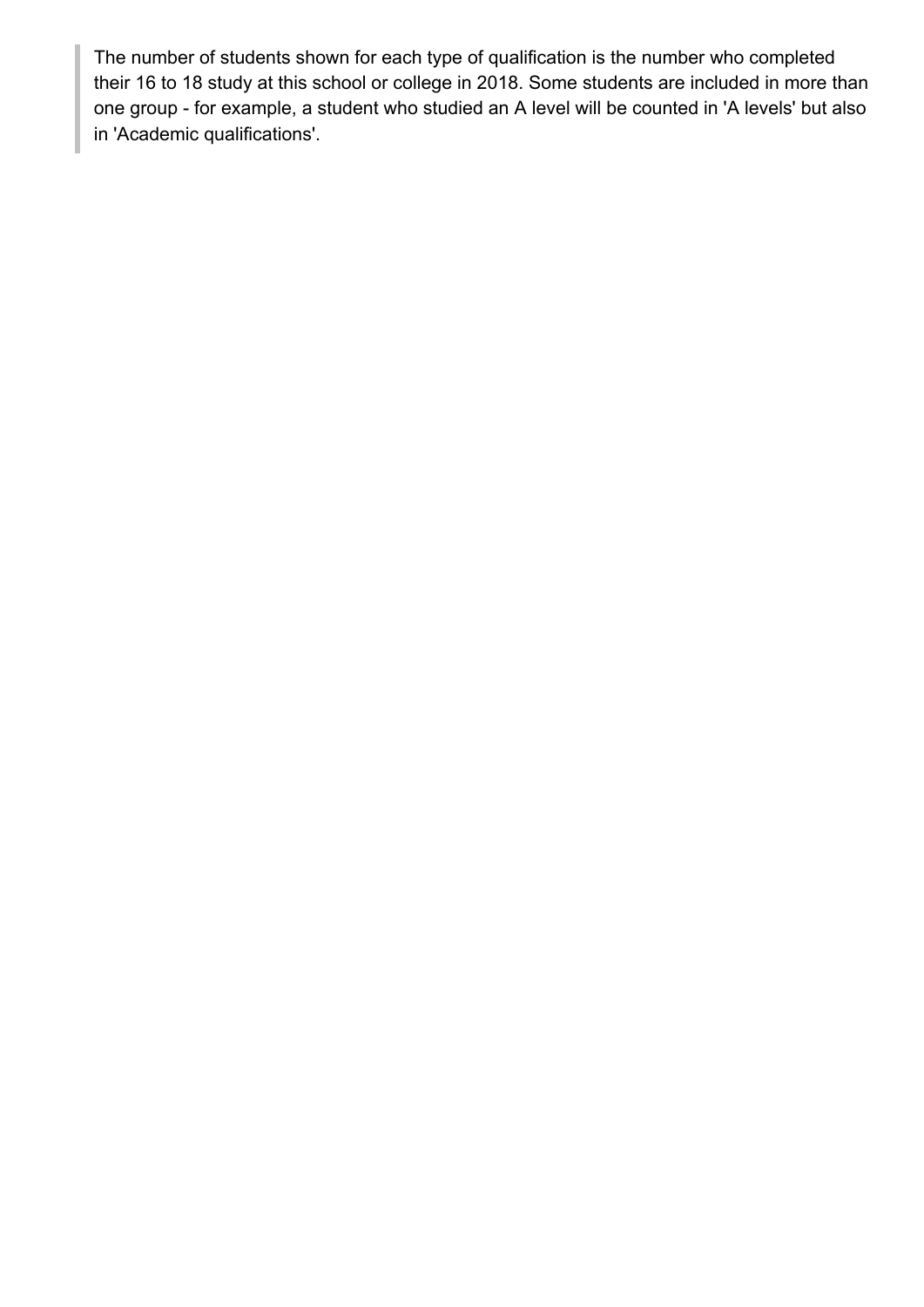> The number of students shown for each type of qualification is the number who completed their 16 to 18 study at this school or college in 2018. Some students are included in more than one group - for example, a student who studied an A level will be counted in 'A levels' but also in 'Academic qualifications'.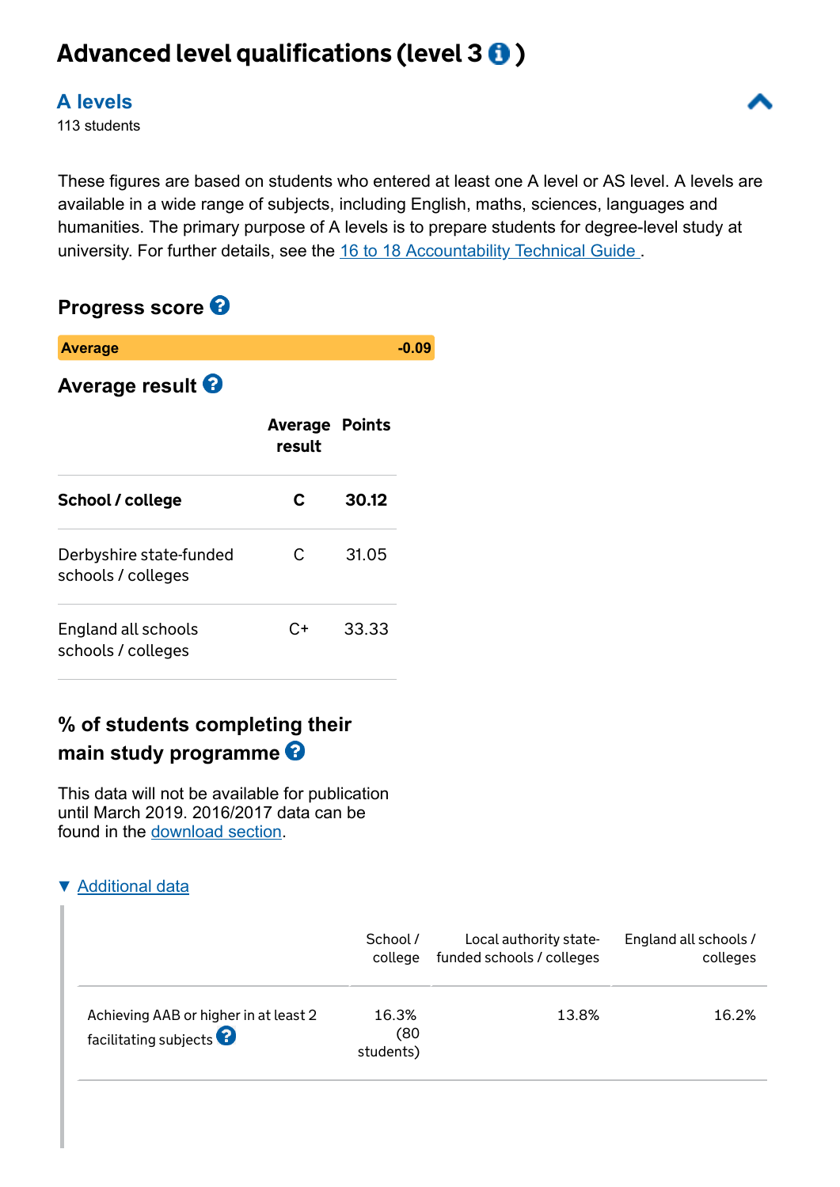# Advanced level qualifications (level 3 )

## A levels

113 students

These figures are based on students who entered at least one A level or AS level. A levels are available in a wide range of subjects, including English, maths, sciences, languages and humanities. The primary purpose of A levels is to prepare students for degree-level study at university. For further details, see the 16 to 18 Accountability Technical Guide .

### Progress score

**Average** -0.09

### Average result

| | Average result | Points |
|---|---|---|
| **School / college** | **C** | **30.12** |
| Derbyshire state-funded schools / colleges | C | 31.05 |
| England all schools schools / colleges | C+ | 33.33 |

### % of students completing their main study programme

This data will not be available for publication until March 2019. 2016/2017 data can be found in the download section.

▼ Additional data

| | School / college | Local authority state-funded schools / colleges | England all schools / colleges |
|---|---|---|---|
| Achieving AAB or higher in at least 2 facilitating subjects | 16.3% (80 students) | 13.8% | 16.2% |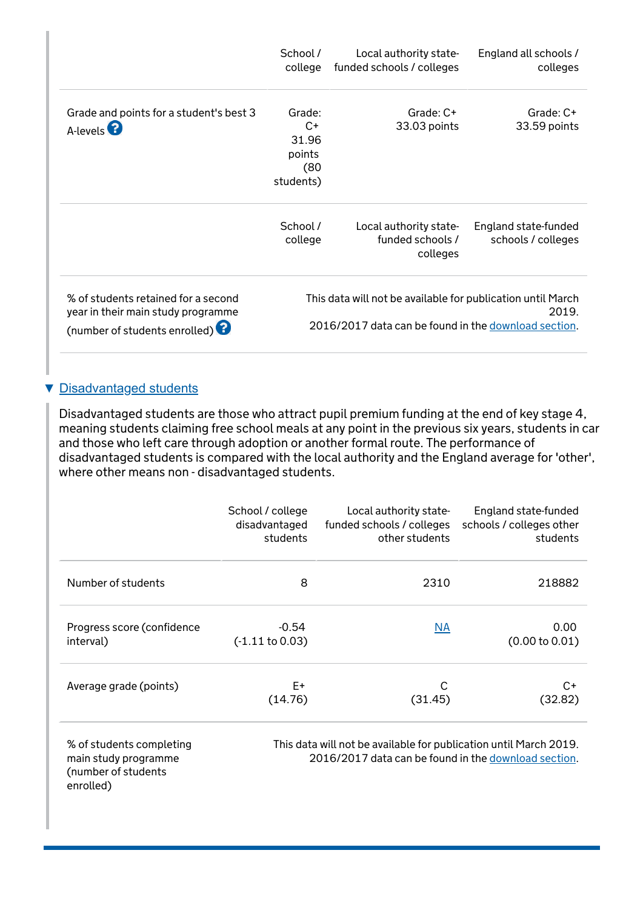| | School / college | Local authority state-funded schools / colleges | England all schools / colleges |
|---|---|---|---|
| Grade and points for a student's best 3 A-levels | Grade: C+ 31.96 points (80 students) | Grade: C+ 33.03 points | Grade: C+ 33.59 points |

| | School / college | Local authority state-funded schools / colleges | England state-funded schools / colleges |
|---|---|---|---|
| % of students retained for a second year in their main study programme (number of students enrolled) | This data will not be available for publication until March 2019. 2016/2017 data can be found in the download section. | | |

## ▼ Disadvantaged students

Disadvantaged students are those who attract pupil premium funding at the end of key stage 4, meaning students claiming free school meals at any point in the previous six years, students in car and those who left care through adoption or another formal route. The performance of disadvantaged students is compared with the local authority and the England average for 'other', where other means non - disadvantaged students.

| | School / college disadvantaged students | Local authority state-funded schools / colleges other students | England state-funded schools / colleges other students |
|---|---|---|---|
| Number of students | 8 | 2310 | 218882 |
| Progress score (confidence interval) | -0.54 (-1.11 to 0.03) | NA | 0.00 (0.00 to 0.01) |
| Average grade (points) | E+ (14.76) | C (31.45) | C+ (32.82) |
| % of students completing main study programme (number of students enrolled) | This data will not be available for publication until March 2019. 2016/2017 data can be found in the download section. | | |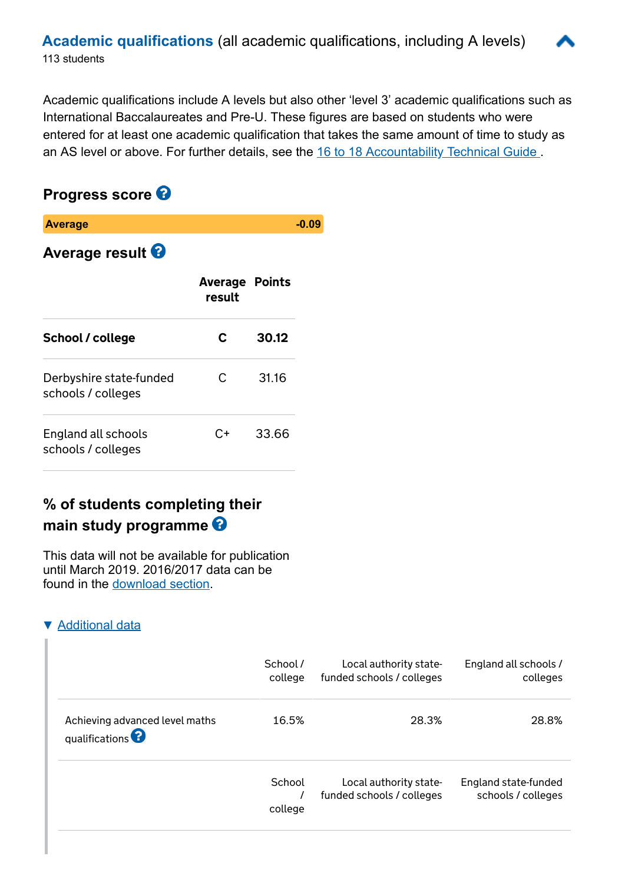## Academic qualifications (all academic qualifications, including A levels)

113 students

Academic qualifications include A levels but also other 'level 3' academic qualifications such as International Baccalaureates and Pre-U. These figures are based on students who were entered for at least one academic qualification that takes the same amount of time to study as an AS level or above. For further details, see the 16 to 18 Accountability Technical Guide .

### Progress score

**Average** **-0.09**

### Average result

| | Average result | Points |
|---|---|---|
| **School / college** | **C** | **30.12** |
| Derbyshire state-funded schools / colleges | C | 31.16 |
| England all schools schools / colleges | C+ | 33.66 |

### % of students completing their main study programme

This data will not be available for publication until March 2019. 2016/2017 data can be found in the download section.

▼ Additional data

| | School / college | Local authority state-funded schools / colleges | England all schools / colleges |
|---|---|---|---|
| Achieving advanced level maths qualifications | 16.5% | 28.3% | 28.8% |

| | School / college | Local authority state-funded schools / colleges | England state-funded schools / colleges |
|---|---|---|---|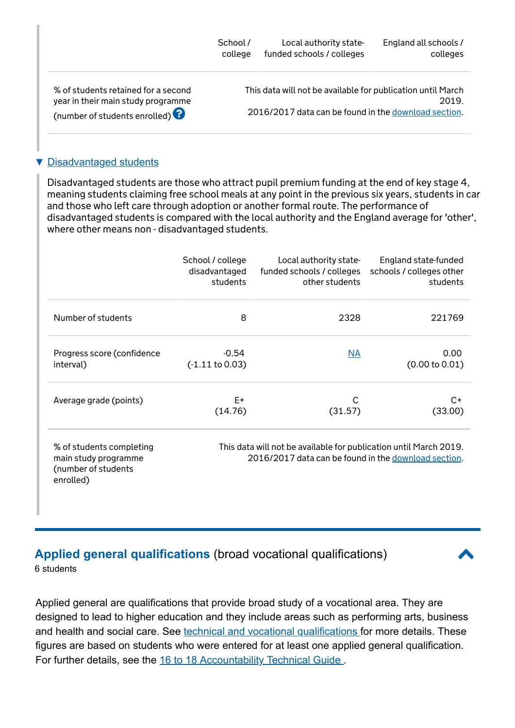| | School / college | Local authority state-funded schools / colleges | England all schools / colleges |
|---|---|---|---|
| % of students retained for a second year in their main study programme (number of students enrolled) | This data will not be available for publication until March 2019. 2016/2017 data can be found in the download section. | | |

▼ Disadvantaged students

Disadvantaged students are those who attract pupil premium funding at the end of key stage 4, meaning students claiming free school meals at any point in the previous six years, students in car and those who left care through adoption or another formal route. The performance of disadvantaged students is compared with the local authority and the England average for 'other', where other means non - disadvantaged students.

| | School / college disadvantaged students | Local authority state-funded schools / colleges other students | England state-funded schools / colleges other students |
|---|---|---|---|
| Number of students | 8 | 2328 | 221769 |
| Progress score (confidence interval) | -0.54 (-1.11 to 0.03) | NA | 0.00 (0.00 to 0.01) |
| Average grade (points) | E+ (14.76) | C (31.57) | C+ (33.00) |
| % of students completing main study programme (number of students enrolled) | This data will not be available for publication until March 2019. 2016/2017 data can be found in the download section. | | |

## Applied general qualifications (broad vocational qualifications)

6 students

Applied general are qualifications that provide broad study of a vocational area. They are designed to lead to higher education and they include areas such as performing arts, business and health and social care. See technical and vocational qualifications for more details. These figures are based on students who were entered for at least one applied general qualification. For further details, see the 16 to 18 Accountability Technical Guide .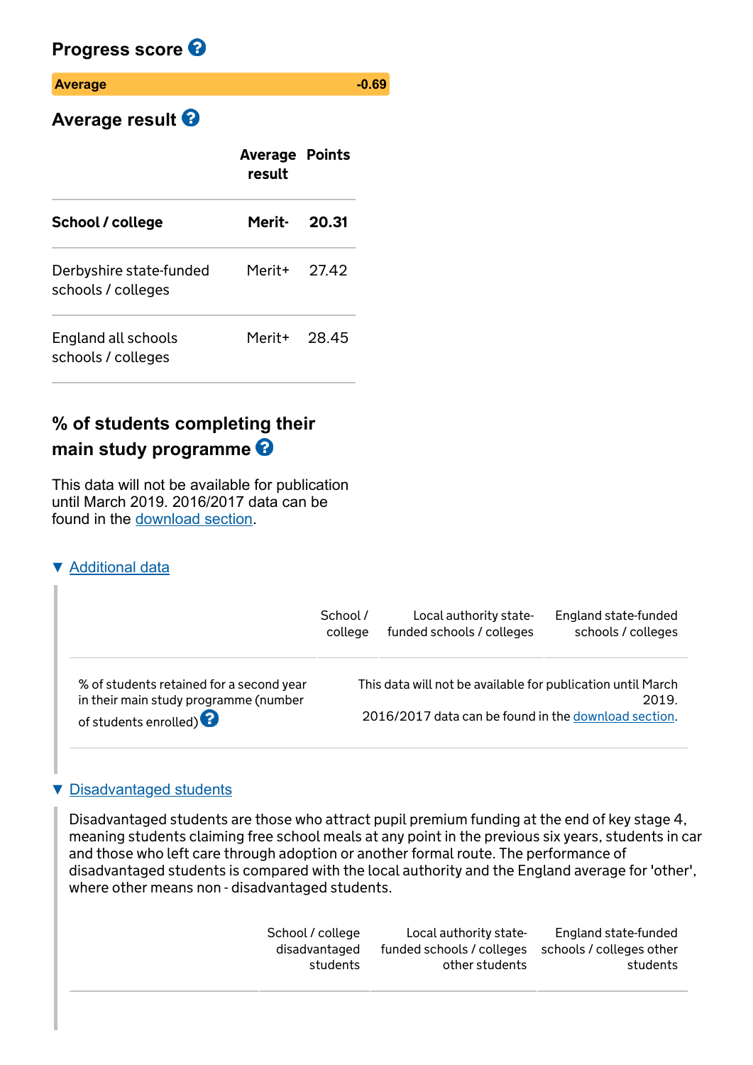## Progress score

| Average | -0.69 |
|---|---|

## Average result

| | Average result | Points |
|---|---|---|
| **School / college** | **Merit-** | **20.31** |
| Derbyshire state-funded schools / colleges | Merit+ | 27.42 |
| England all schools schools / colleges | Merit+ | 28.45 |

## % of students completing their main study programme

This data will not be available for publication until March 2019. 2016/2017 data can be found in the download section.

▼ Additional data

| | School / college | Local authority state-funded schools / colleges | England state-funded schools / colleges |
|---|---|---|---|
| % of students retained for a second year in their main study programme (number of students enrolled) | This data will not be available for publication until March 2019. 2016/2017 data can be found in the download section. | | |

▼ Disadvantaged students

Disadvantaged students are those who attract pupil premium funding at the end of key stage 4, meaning students claiming free school meals at any point in the previous six years, students in car and those who left care through adoption or another formal route. The performance of disadvantaged students is compared with the local authority and the England average for 'other', where other means non - disadvantaged students.

| | School / college disadvantaged students | Local authority state-funded schools / colleges other students | England state-funded schools / colleges other students |
|---|---|---|---|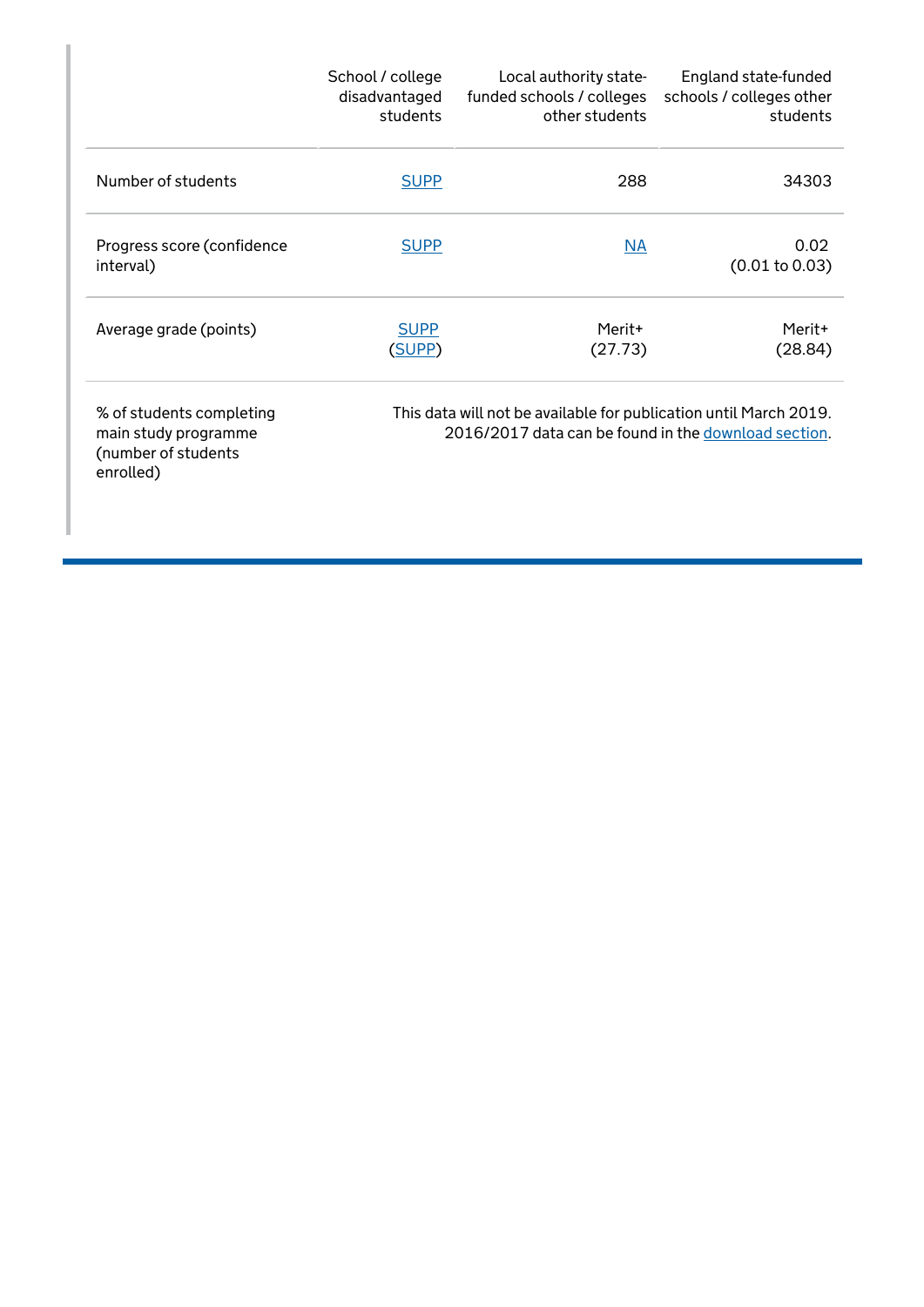| | School / college disadvantaged students | Local authority state-funded schools / colleges other students | England state-funded schools / colleges other students |
|---|---|---|---|
| Number of students | SUPP | 288 | 34303 |
| Progress score (confidence interval) | SUPP | NA | 0.02 (0.01 to 0.03) |
| Average grade (points) | SUPP (SUPP) | Merit+ (27.73) | Merit+ (28.84) |
| % of students completing main study programme (number of students enrolled) | This data will not be available for publication until March 2019. 2016/2017 data can be found in the download section. | | |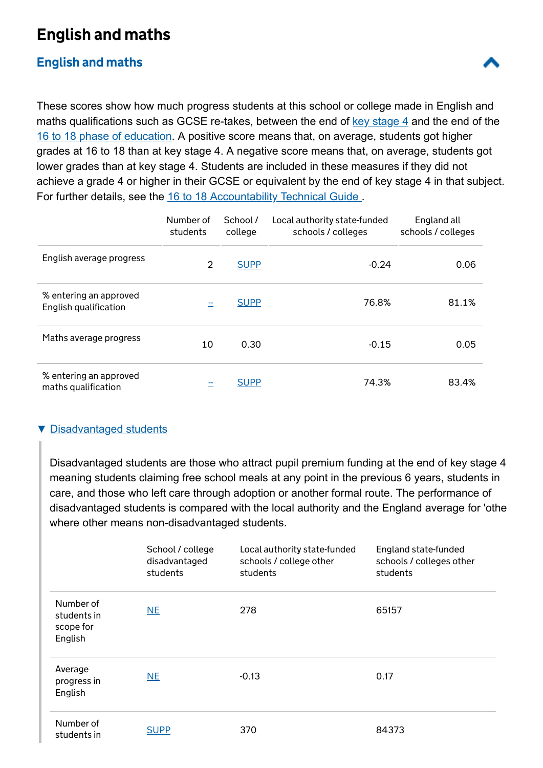# English and maths

## English and maths

These scores show how much progress students at this school or college made in English and maths qualifications such as GCSE re-takes, between the end of key stage 4 and the end of the 16 to 18 phase of education. A positive score means that, on average, students got higher grades at 16 to 18 than at key stage 4. A negative score means that, on average, students got lower grades than at key stage 4. Students are included in these measures if they did not achieve a grade 4 or higher in their GCSE or equivalent by the end of key stage 4 in that subject. For further details, see the 16 to 18 Accountability Technical Guide .

| | Number of students | School / college | Local authority state-funded schools / colleges | England all schools / colleges |
|---|---|---|---|---|
| English average progress | 2 | SUPP | -0.24 | 0.06 |
| % entering an approved English qualification | – | SUPP | 76.8% | 81.1% |
| Maths average progress | 10 | 0.30 | -0.15 | 0.05 |
| % entering an approved maths qualification | – | SUPP | 74.3% | 83.4% |

▼ Disadvantaged students

Disadvantaged students are those who attract pupil premium funding at the end of key stage 4 meaning students claiming free school meals at any point in the previous 6 years, students in care, and those who left care through adoption or another formal route. The performance of disadvantaged students is compared with the local authority and the England average for 'othe where other means non-disadvantaged students.

| | School / college disadvantaged students | Local authority state-funded schools / college other students | England state-funded schools / colleges other students |
|---|---|---|---|
| Number of students in scope for English | NE | 278 | 65157 |
| Average progress in English | NE | -0.13 | 0.17 |
| Number of students in | SUPP | 370 | 84373 |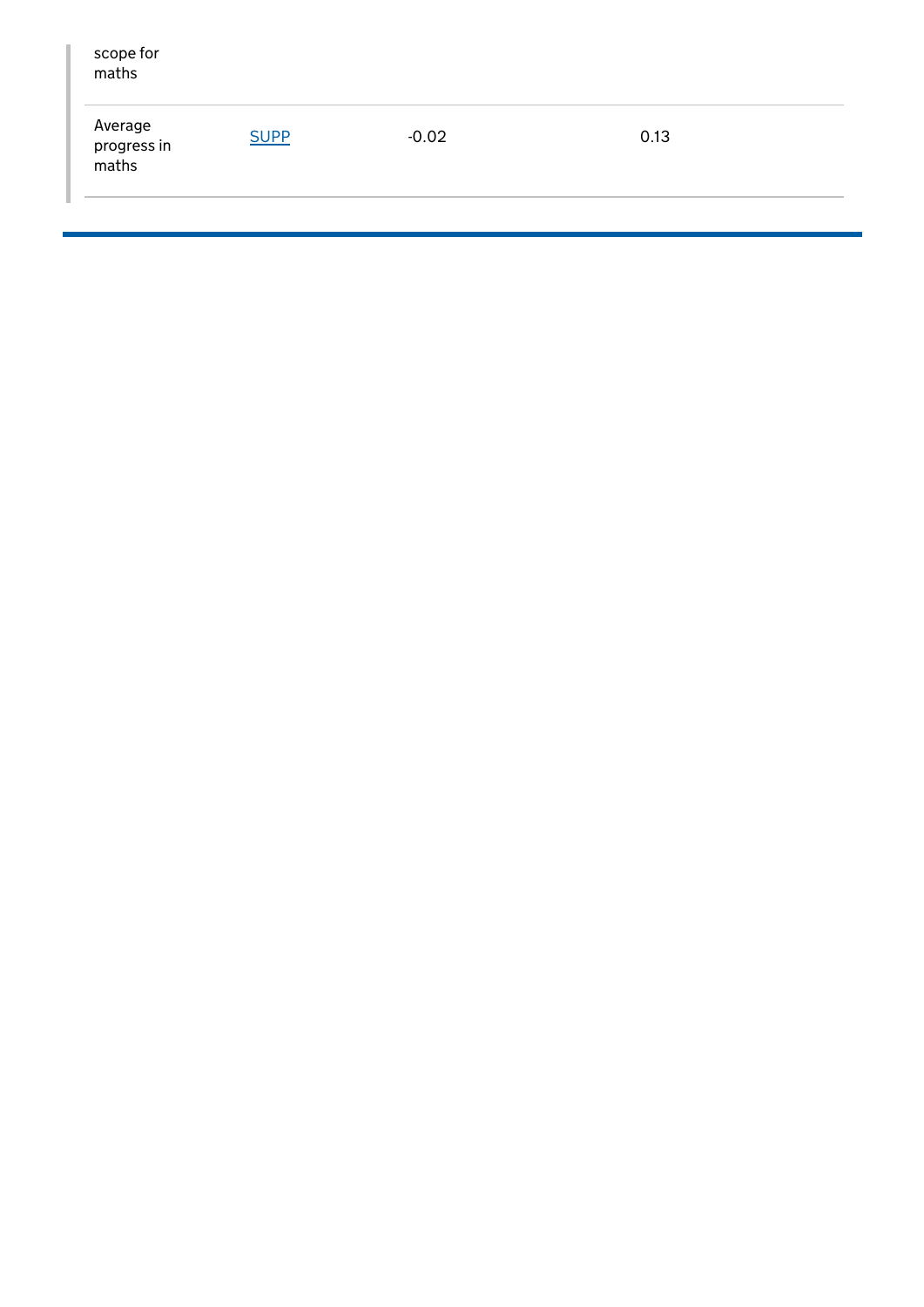| | | | |
|---|---|---|---|
| scope for maths | | | |
| Average progress in maths | SUPP | -0.02 | 0.13 |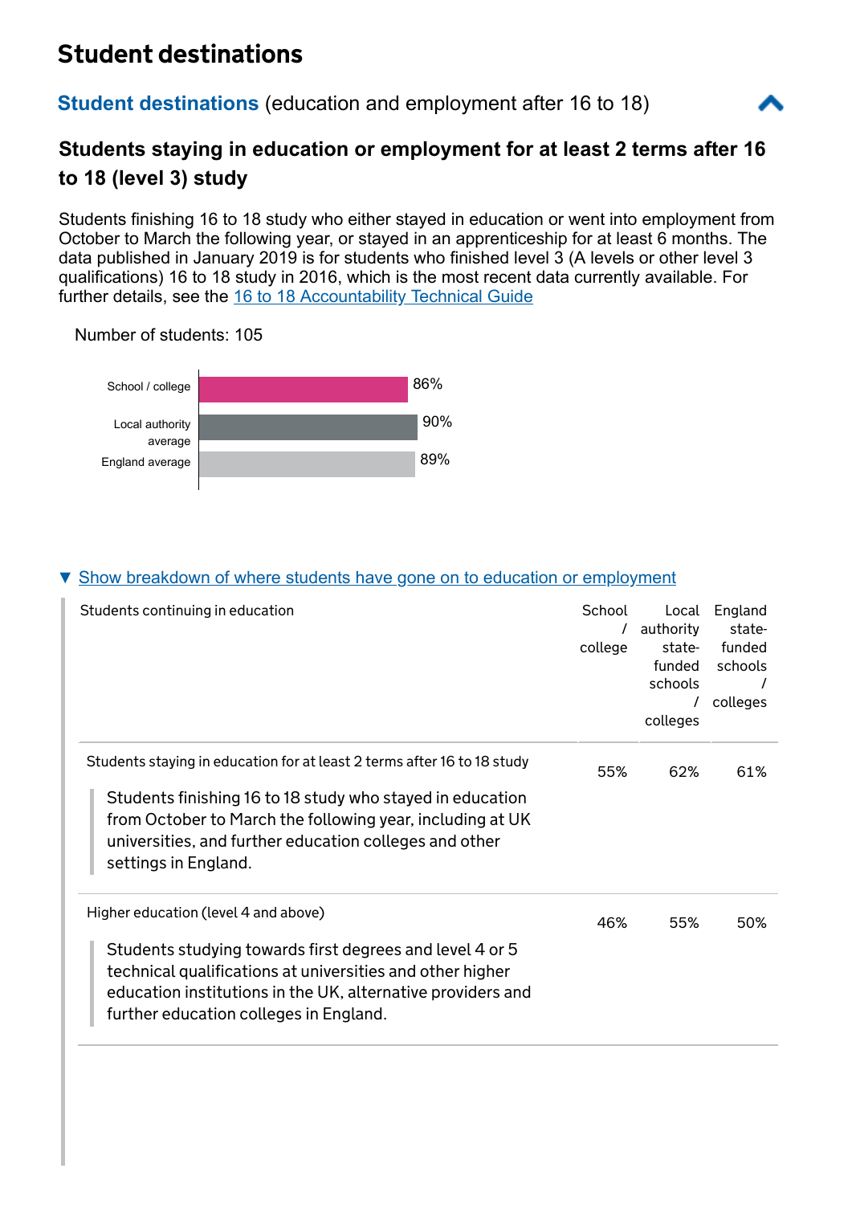## Student destinations

**Student destinations** (education and employment after 16 to 18)

### Students staying in education or employment for at least 2 terms after 16 to 18 (level 3) study

Students finishing 16 to 18 study who either stayed in education or went into employment from October to March the following year, or stayed in an apprenticeship for at least 6 months. The data published in January 2019 is for students who finished level 3 (A levels or other level 3 qualifications) 16 to 18 study in 2016, which is the most recent data currently available. For further details, see the 16 to 18 Accountability Technical Guide

Number of students: 105

| | |
|---|---|
| School / college | 86% |
| Local authority average | 90% |
| England average | 89% |

▼ Show breakdown of where students have gone on to education or employment

| Students continuing in education | School / college | Local authority state-funded schools / colleges | England state-funded schools / colleges |
|---|---|---|---|
| Students staying in education for at least 2 terms after 16 to 18 study<br>Students finishing 16 to 18 study who stayed in education from October to March the following year, including at UK universities, and further education colleges and other settings in England. | 55% | 62% | 61% |
| Higher education (level 4 and above)<br>Students studying towards first degrees and level 4 or 5 technical qualifications at universities and other higher education institutions in the UK, alternative providers and further education colleges in England. | 46% | 55% | 50% |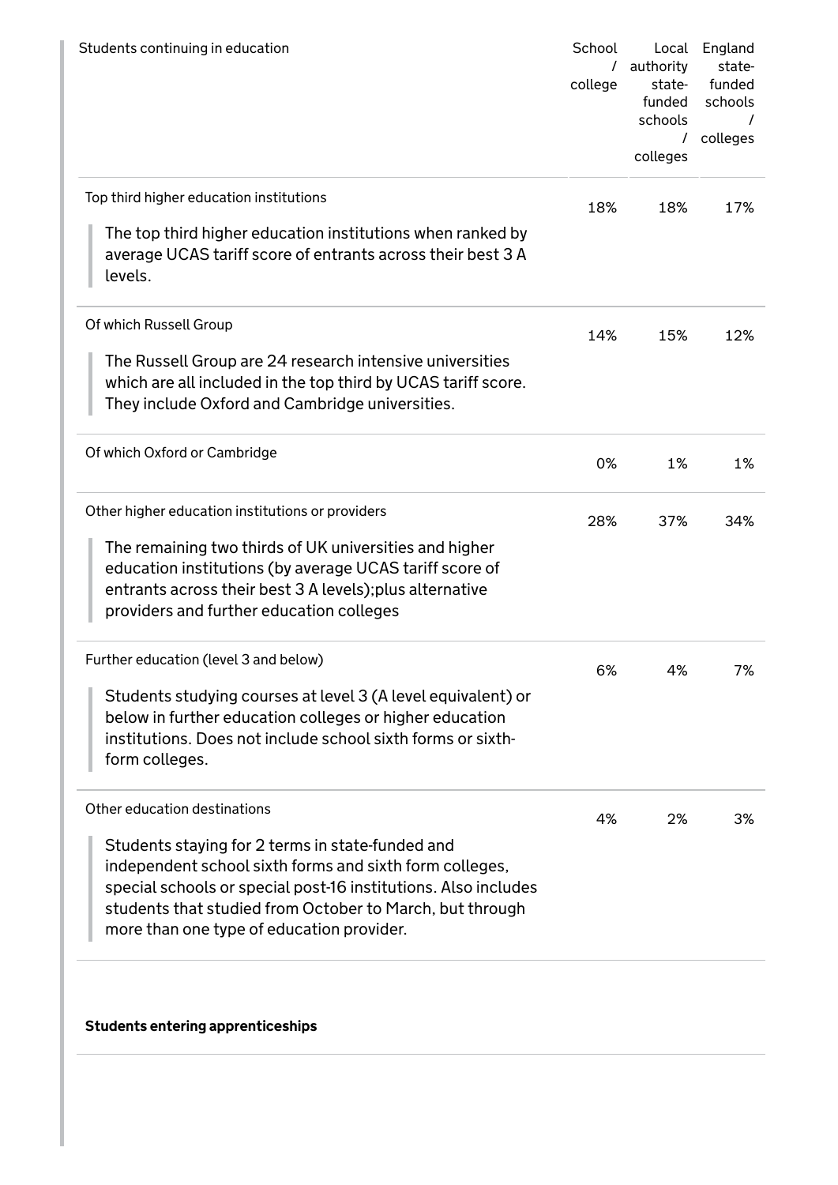| Students continuing in education | School / college | Local authority state-funded schools / colleges | England state-funded schools / colleges |
|---|---|---|---|
| Top third higher education institutions<br>The top third higher education institutions when ranked by average UCAS tariff score of entrants across their best 3 A levels. | 18% | 18% | 17% |
| Of which Russell Group<br>The Russell Group are 24 research intensive universities which are all included in the top third by UCAS tariff score. They include Oxford and Cambridge universities. | 14% | 15% | 12% |
| Of which Oxford or Cambridge | 0% | 1% | 1% |
| Other higher education institutions or providers<br>The remaining two thirds of UK universities and higher education institutions (by average UCAS tariff score of entrants across their best 3 A levels);plus alternative providers and further education colleges | 28% | 37% | 34% |
| Further education (level 3 and below)<br>Students studying courses at level 3 (A level equivalent) or below in further education colleges or higher education institutions. Does not include school sixth forms or sixth-form colleges. | 6% | 4% | 7% |
| Other education destinations<br>Students staying for 2 terms in state-funded and independent school sixth forms and sixth form colleges, special schools or special post-16 institutions. Also includes students that studied from October to March, but through more than one type of education provider. | 4% | 2% | 3% |

**Students entering apprenticeships**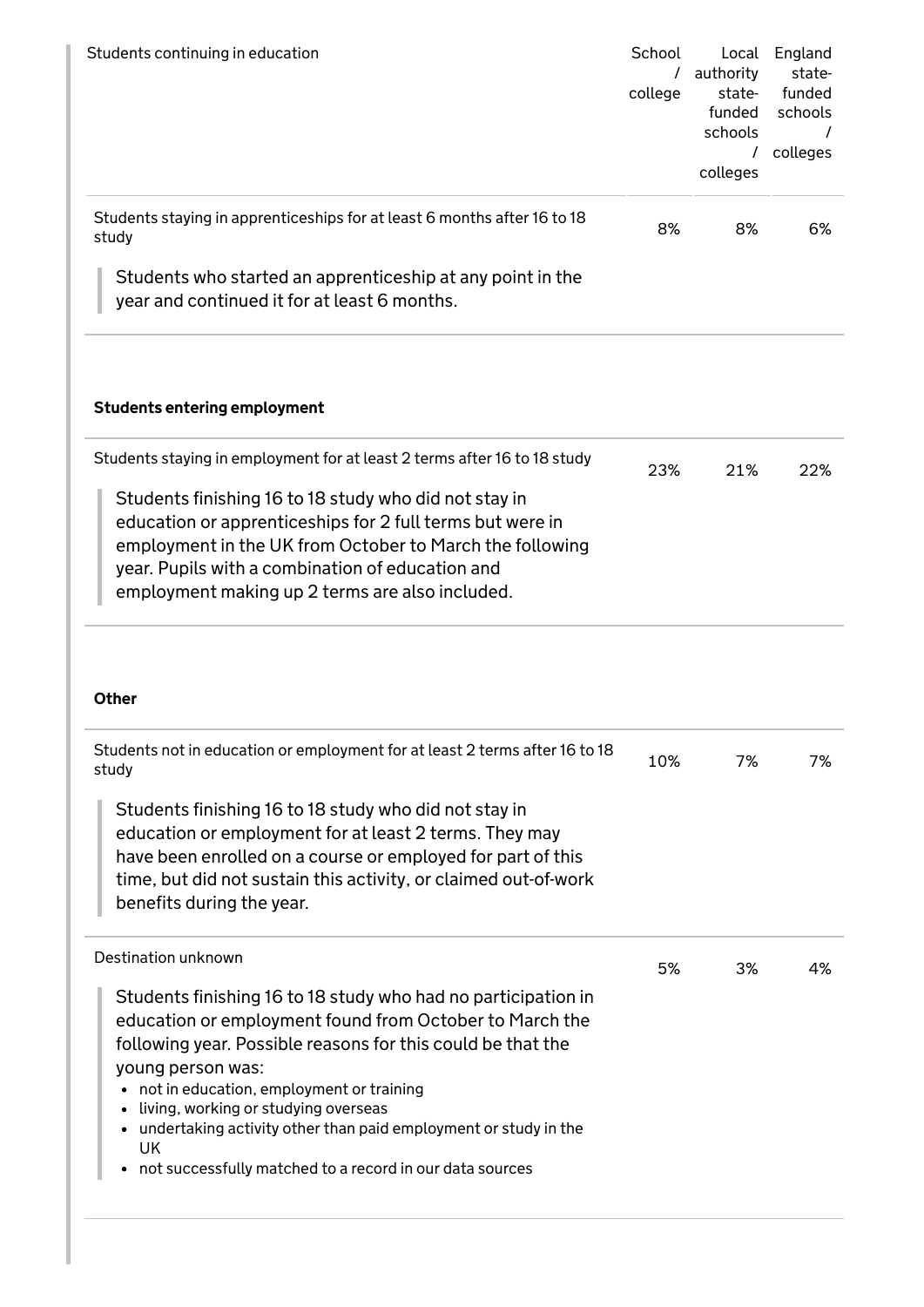| Students continuing in education | School / college | Local authority state-funded schools / colleges | England state-funded schools / colleges |
|---|---|---|---|
| Students staying in apprenticeships for at least 6 months after 16 to 18 study<br><br>Students who started an apprenticeship at any point in the year and continued it for at least 6 months. | 8% | 8% | 6% |

**Students entering employment**

| | | | |
|---|---|---|---|
| Students staying in employment for at least 2 terms after 16 to 18 study<br><br>Students finishing 16 to 18 study who did not stay in education or apprenticeships for 2 full terms but were in employment in the UK from October to March the following year. Pupils with a combination of education and employment making up 2 terms are also included. | 23% | 21% | 22% |

**Other**

| | | | |
|---|---|---|---|
| Students not in education or employment for at least 2 terms after 16 to 18 study<br><br>Students finishing 16 to 18 study who did not stay in education or employment for at least 2 terms. They may have been enrolled on a course or employed for part of this time, but did not sustain this activity, or claimed out-of-work benefits during the year. | 10% | 7% | 7% |
| Destination unknown<br><br>Students finishing 16 to 18 study who had no participation in education or employment found from October to March the following year. Possible reasons for this could be that the young person was:<br>• not in education, employment or training<br>• living, working or studying overseas<br>• undertaking activity other than paid employment or study in the UK<br>• not successfully matched to a record in our data sources | 5% | 3% | 4% |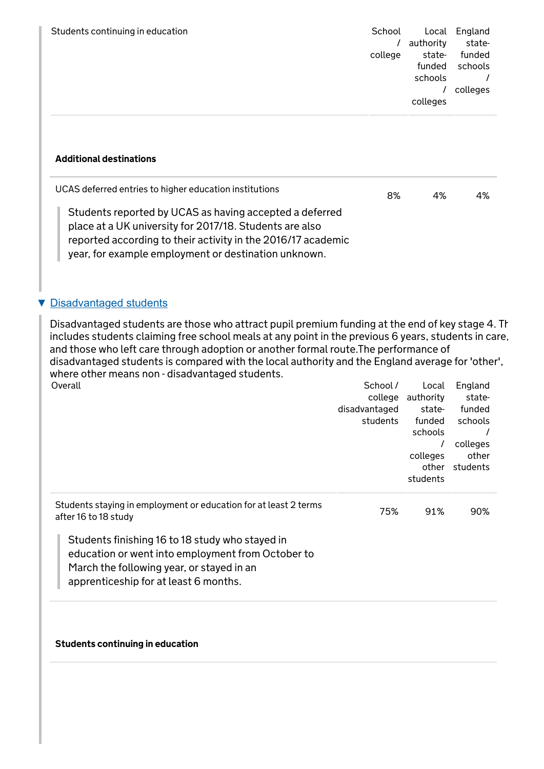| Students continuing in education | School / college | Local authority state-funded schools / colleges | England state-funded schools / colleges |
|---|---|---|---|
| **Additional destinations** | | | |
| UCAS deferred entries to higher education institutions<br><br>Students reported by UCAS as having accepted a deferred place at a UK university for 2017/18. Students are also reported according to their activity in the 2016/17 academic year, for example employment or destination unknown. | 8% | 4% | 4% |

▼ Disadvantaged students

Disadvantaged students are those who attract pupil premium funding at the end of key stage 4. Th includes students claiming free school meals at any point in the previous 6 years, students in care, and those who left care through adoption or another formal route.The performance of disadvantaged students is compared with the local authority and the England average for 'other', where other means non - disadvantaged students.

| Overall | School / college disadvantaged students | Local authority state-funded schools / colleges other students | England state-funded schools / colleges other students |
|---|---|---|---|
| Students staying in employment or education for at least 2 terms after 16 to 18 study<br><br>Students finishing 16 to 18 study who stayed in education or went into employment from October to March the following year, or stayed in an apprenticeship for at least 6 months. | 75% | 91% | 90% |
| **Students continuing in education** | | | |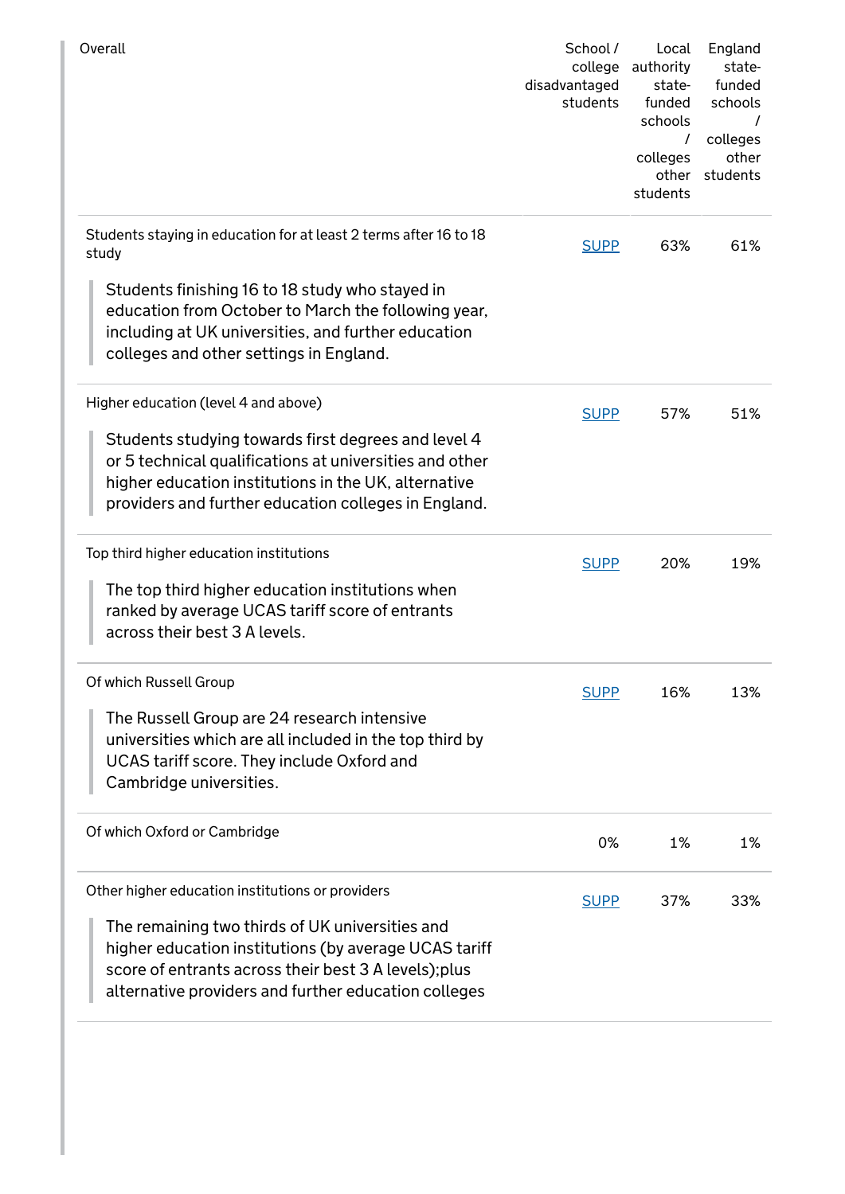| Overall | School / college disadvantaged students | Local authority state-funded schools / colleges other students | England state-funded schools / colleges other students |
|---|---|---|---|
| Students staying in education for at least 2 terms after 16 to 18 study<br><br>Students finishing 16 to 18 study who stayed in education from October to March the following year, including at UK universities, and further education colleges and other settings in England. | SUPP | 63% | 61% |
| Higher education (level 4 and above)<br><br>Students studying towards first degrees and level 4 or 5 technical qualifications at universities and other higher education institutions in the UK, alternative providers and further education colleges in England. | SUPP | 57% | 51% |
| Top third higher education institutions<br><br>The top third higher education institutions when ranked by average UCAS tariff score of entrants across their best 3 A levels. | SUPP | 20% | 19% |
| Of which Russell Group<br><br>The Russell Group are 24 research intensive universities which are all included in the top third by UCAS tariff score. They include Oxford and Cambridge universities. | SUPP | 16% | 13% |
| Of which Oxford or Cambridge | 0% | 1% | 1% |
| Other higher education institutions or providers<br><br>The remaining two thirds of UK universities and higher education institutions (by average UCAS tariff score of entrants across their best 3 A levels);plus alternative providers and further education colleges | SUPP | 37% | 33% |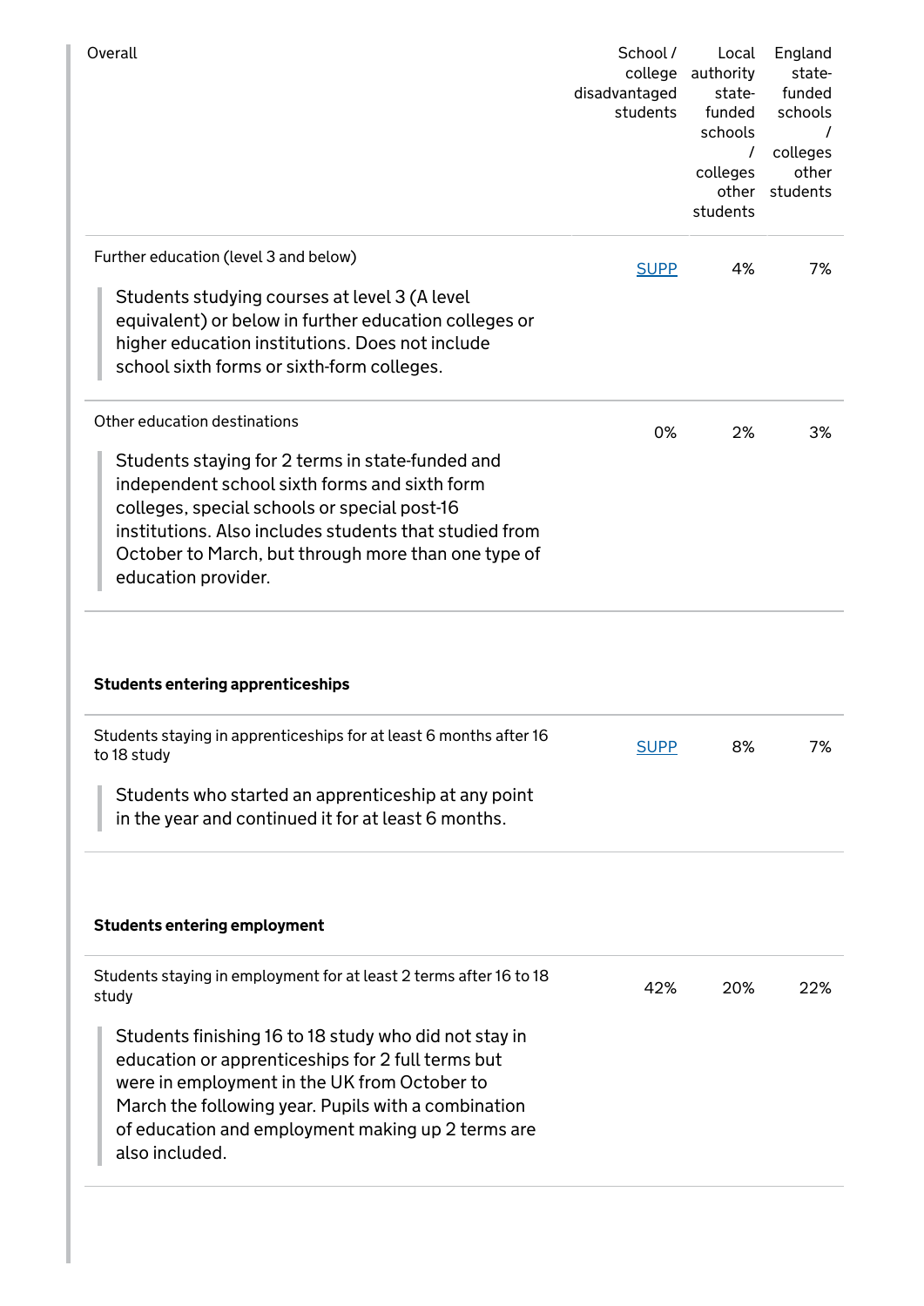| Overall | School / college disadvantaged students | Local authority state-funded schools / colleges other students | England state-funded schools / colleges other students |
|---|---|---|---|
| Further education (level 3 and below)<br><br>Students studying courses at level 3 (A level equivalent) or below in further education colleges or higher education institutions. Does not include school sixth forms or sixth-form colleges. | SUPP | 4% | 7% |
| Other education destinations<br><br>Students staying for 2 terms in state-funded and independent school sixth forms and sixth form colleges, special schools or special post-16 institutions. Also includes students that studied from October to March, but through more than one type of education provider. | 0% | 2% | 3% |
| **Students entering apprenticeships** | | | |
| Students staying in apprenticeships for at least 6 months after 16 to 18 study<br><br>Students who started an apprenticeship at any point in the year and continued it for at least 6 months. | SUPP | 8% | 7% |
| **Students entering employment** | | | |
| Students staying in employment for at least 2 terms after 16 to 18 study<br><br>Students finishing 16 to 18 study who did not stay in education or apprenticeships for 2 full terms but were in employment in the UK from October to March the following year. Pupils with a combination of education and employment making up 2 terms are also included. | 42% | 20% | 22% |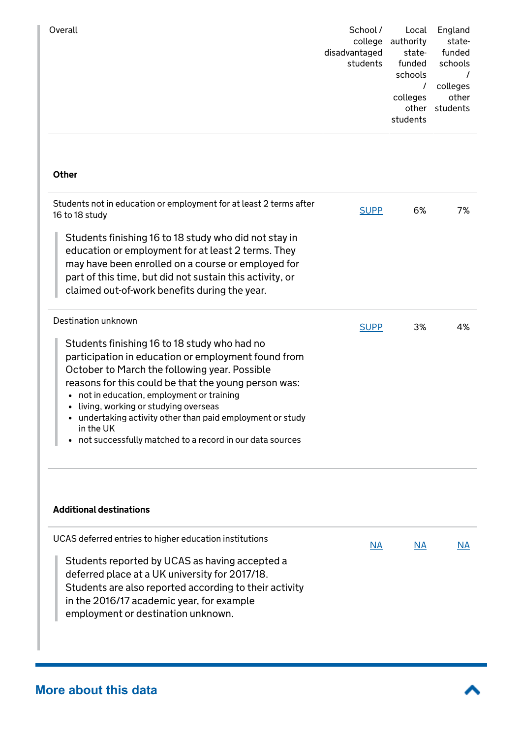| Overall | School / college disadvantaged students | Local authority state-funded schools / colleges other students | England state-funded schools / colleges other students |
|---|---|---|---|
| **Other** | | | |
| Students not in education or employment for at least 2 terms after 16 to 18 study<br><br>Students finishing 16 to 18 study who did not stay in education or employment for at least 2 terms. They may have been enrolled on a course or employed for part of this time, but did not sustain this activity, or claimed out-of-work benefits during the year. | SUPP | 6% | 7% |
| Destination unknown<br><br>Students finishing 16 to 18 study who had no participation in education or employment found from October to March the following year. Possible reasons for this could be that the young person was:<br>• not in education, employment or training<br>• living, working or studying overseas<br>• undertaking activity other than paid employment or study in the UK<br>• not successfully matched to a record in our data sources | SUPP | 3% | 4% |
| **Additional destinations** | | | |
| UCAS deferred entries to higher education institutions<br><br>Students reported by UCAS as having accepted a deferred place at a UK university for 2017/18. Students are also reported according to their activity in the 2016/17 academic year, for example employment or destination unknown. | NA | NA | NA |

## More about this data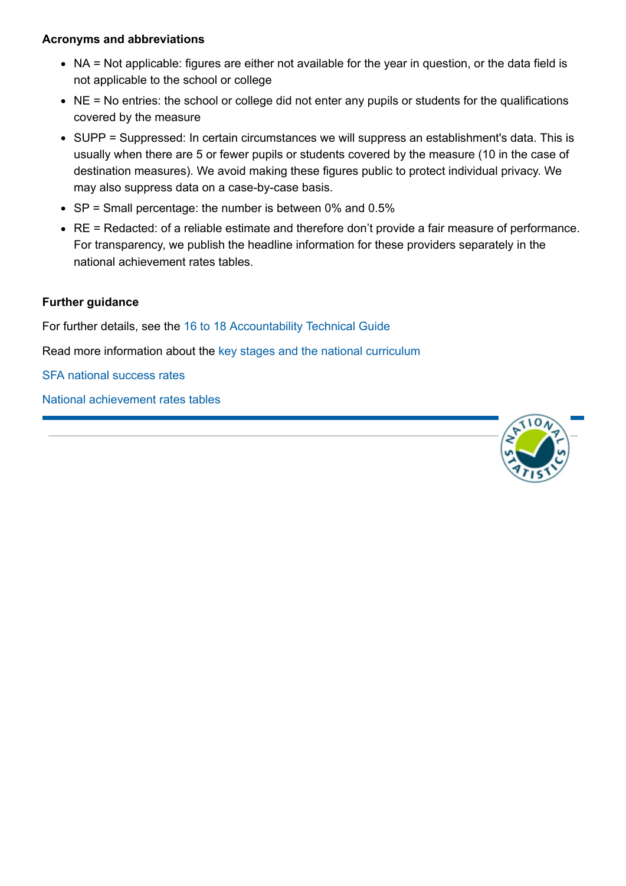**Acronyms and abbreviations**

- NA = Not applicable: figures are either not available for the year in question, or the data field is not applicable to the school or college
- NE = No entries: the school or college did not enter any pupils or students for the qualifications covered by the measure
- SUPP = Suppressed: In certain circumstances we will suppress an establishment's data. This is usually when there are 5 or fewer pupils or students covered by the measure (10 in the case of destination measures). We avoid making these figures public to protect individual privacy. We may also suppress data on a case-by-case basis.
- SP = Small percentage: the number is between 0% and 0.5%
- RE = Redacted: of a reliable estimate and therefore don't provide a fair measure of performance. For transparency, we publish the headline information for these providers separately in the national achievement rates tables.

**Further guidance**

For further details, see the 16 to 18 Accountability Technical Guide

Read more information about the key stages and the national curriculum

SFA national success rates

National achievement rates tables